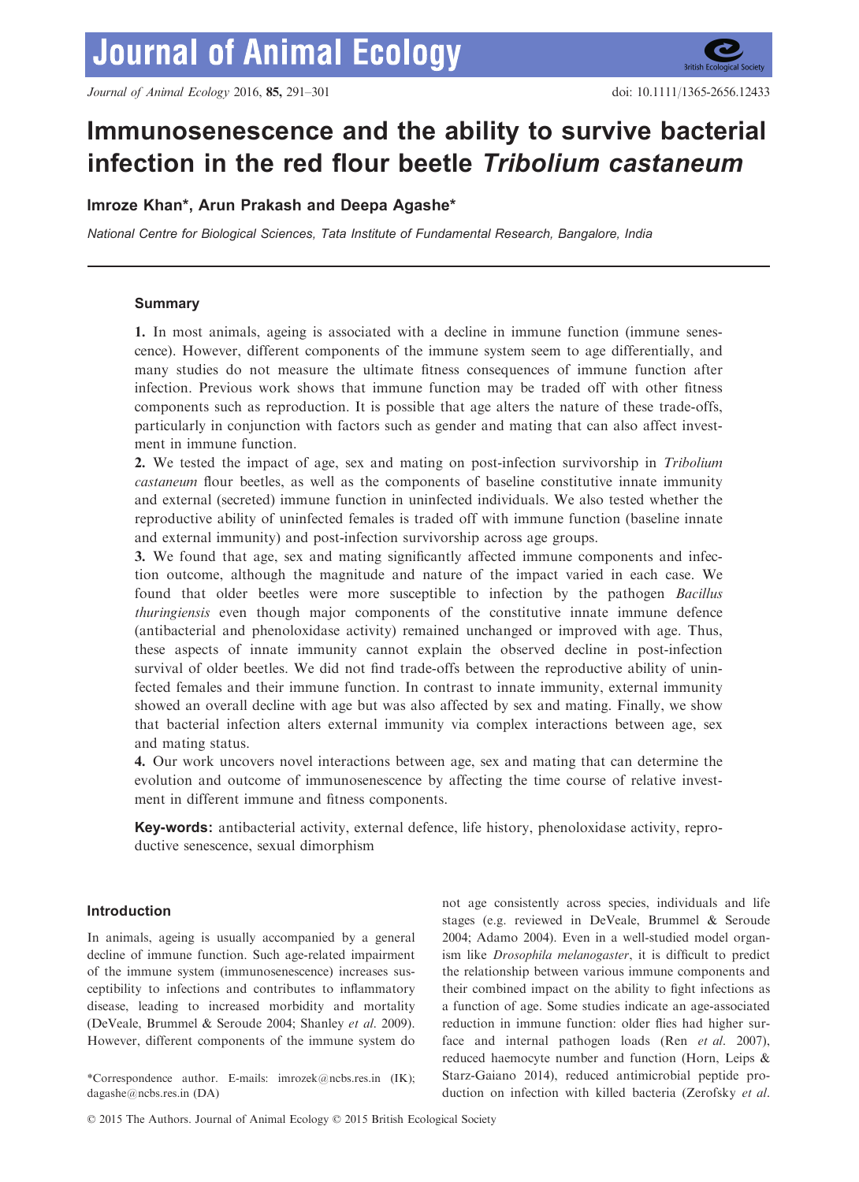# Immunosenescence and the ability to survive bacterial infection in the red flour beetle *Tribolium castaneum*

**Imroze Khan\*, Arun Prakash and Deepa Agashe\***

*National Centre for Biological Sciences, Tata Institute of Fundamental Research, Bangalore, India*

## Summary

**1.** In most animals, ageing is associated with a decline in immune function (immune senescence). However, different components of the immune system seem to age differentially, and many studies do not measure the ultimate fitness consequences of immune function after infection. Previous work shows that immune function may be traded off with other fitness components such as reproduction. It is possible that age alters the nature of these trade-offs, particularly in conjunction with factors such as gender and mating that can also affect investment in immune function.

**2.** We tested the impact of age, sex and mating on post-infection survivorship in *Tribolium castaneum* flour beetles, as well as the components of baseline constitutive innate immunity and external (secreted) immune function in uninfected individuals. We also tested whether the reproductive ability of uninfected females is traded off with immune function (baseline innate and external immunity) and post-infection survivorship across age groups.

**3.** We found that age, sex and mating significantly affected immune components and infection outcome, although the magnitude and nature of the impact varied in each case. We found that older beetles were more susceptible to infection by the pathogen *Bacillus thuringiensis* even though major components of the constitutive innate immune defence (antibacterial and phenoloxidase activity) remained unchanged or improved with age. Thus, these aspects of innate immunity cannot explain the observed decline in post-infection survival of older beetles. We did not find trade-offs between the reproductive ability of uninfected females and their immune function. In contrast to innate immunity, external immunity showed an overall decline with age but was also affected by sex and mating. Finally, we show that bacterial infection alters external immunity via complex interactions between age, sex and mating status.

**4.** Our work uncovers novel interactions between age, sex and mating that can determine the evolution and outcome of immunosenescence by affecting the time course of relative investment in different immune and fitness components.

**Key-words:** antibacterial activity, external defence, life history, phenoloxidase activity, reproductive senescence, sexual dimorphism

## Introduction

In animals, ageing is usually accompanied by a general decline of immune function. Such age-related impairment of the immune system (immunosenescence) increases susceptibility to infections and contributes to inflammatory disease, leading to increased morbidity and mortality (DeVeale, Brummel & Seroude 2004; Shanley *et al.* 2009). However, different components of the immune system do not age consistently across species, individuals and life stages (e.g. reviewed in DeVeale, Brummel & Seroude 2004; Adamo 2004). Even in a well-studied model organism like *Drosophila melanogaster*, it is difficult to predict the relationship between various immune components and their combined impact on the ability to fight infections as a function of age. Some studies indicate an age-associated reduction in immune function: older flies had higher surface and internal pathogen loads (Ren *et al.* 2007), reduced haemocyte number and function (Horn, Leips & Starz-Gaiano 2014), reduced antimicrobial peptide production on infection with killed bacteria (Zerofsky *et al.*

\*Correspondence author. E-mails: imrozek@ncbs.res.in (IK); dagashe@ncbs.res.in (DA)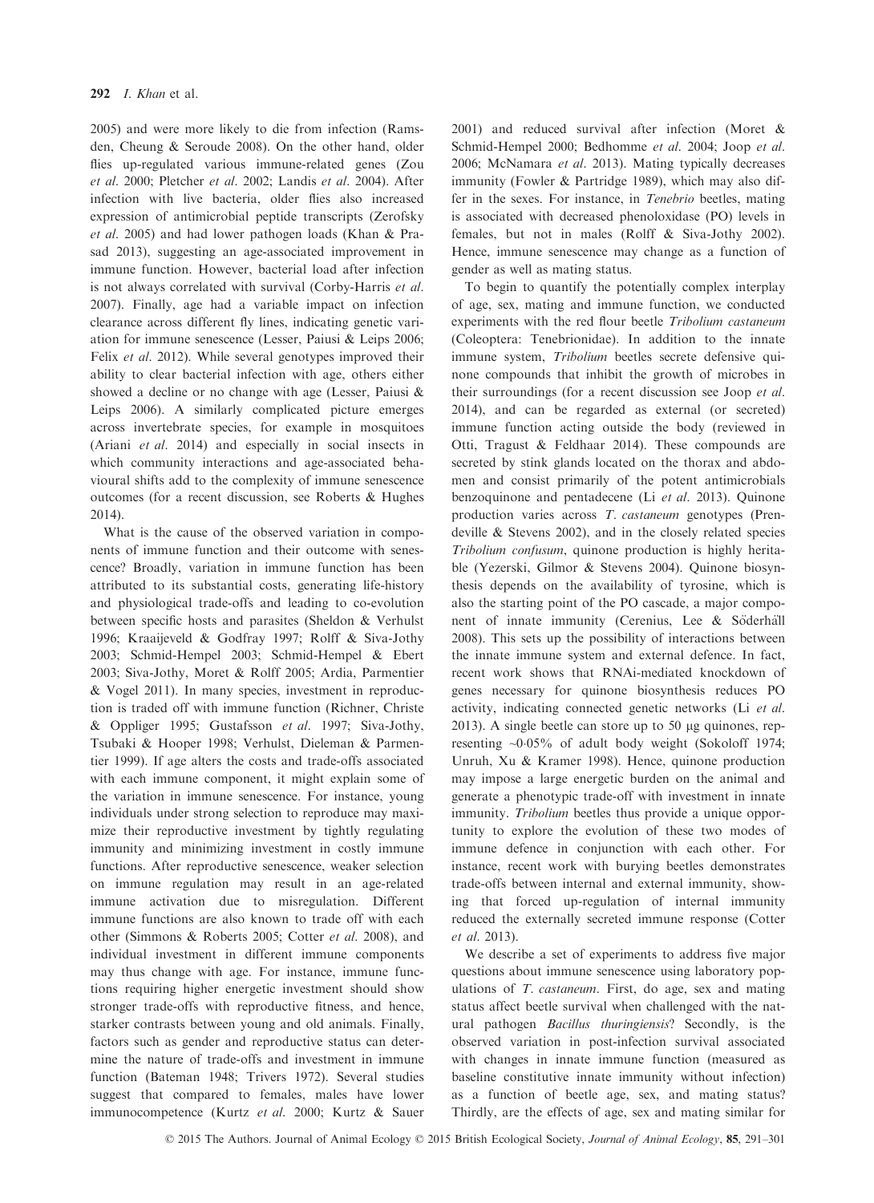2005) and were more likely to die from infection (Ramsden, Cheung & Seroude 2008). On the other hand, older flies up-regulated various immune-related genes (Zou *et al.* 2000; Pletcher *et al.* 2002; Landis *et al.* 2004). After infection with live bacteria, older flies also increased expression of antimicrobial peptide transcripts (Zerofsky *et al.* 2005) and had lower pathogen loads (Khan & Prasad 2013), suggesting an age-associated improvement in immune function. However, bacterial load after infection is not always correlated with survival (Corby-Harris *et al.* 2007). Finally, age had a variable impact on infection clearance across different fly lines, indicating genetic variation for immune senescence (Lesser, Paiusi & Leips 2006; Felix *et al.* 2012). While several genotypes improved their ability to clear bacterial infection with age, others either showed a decline or no change with age (Lesser, Paiusi & Leips 2006). A similarly complicated picture emerges across invertebrate species, for example in mosquitoes (Ariani *et al.* 2014) and especially in social insects in which community interactions and age-associated behavioural shifts add to the complexity of immune senescence outcomes (for a recent discussion, see Roberts & Hughes 2014).

What is the cause of the observed variation in components of immune function and their outcome with senescence? Broadly, variation in immune function has been attributed to its substantial costs, generating life-history and physiological trade-offs and leading to co-evolution between specific hosts and parasites (Sheldon & Verhulst 1996; Kraaijeveld & Godfray 1997; Rolff & Siva-Jothy 2003; Schmid-Hempel 2003; Schmid-Hempel & Ebert 2003; Siva-Jothy, Moret & Rolff 2005; Ardia, Parmentier & Vogel 2011). In many species, investment in reproduction is traded off with immune function (Richner, Christe & Oppliger 1995; Gustafsson *et al.* 1997; Siva-Jothy, Tsubaki & Hooper 1998; Verhulst, Dieleman & Parmentier 1999). If age alters the costs and trade-offs associated with each immune component, it might explain some of the variation in immune senescence. For instance, young individuals under strong selection to reproduce may maximize their reproductive investment by tightly regulating immunity and minimizing investment in costly immune functions. After reproductive senescence, weaker selection on immune regulation may result in an age-related immune activation due to misregulation. Different immune functions are also known to trade off with each other (Simmons & Roberts 2005; Cotter *et al.* 2008), and individual investment in different immune components may thus change with age. For instance, immune functions requiring higher energetic investment should show stronger trade-offs with reproductive fitness, and hence, starker contrasts between young and old animals. Finally, factors such as gender and reproductive status can determine the nature of trade-offs and investment in immune function (Bateman 1948; Trivers 1972). Several studies suggest that compared to females, males have lower immunocompetence (Kurtz *et al.* 2000; Kurtz & Sauer 2001) and reduced survival after infection (Moret & Schmid-Hempel 2000; Bedhomme *et al.* 2004; Joop *et al.* 2006; McNamara *et al.* 2013). Mating typically decreases immunity (Fowler & Partridge 1989), which may also differ in the sexes. For instance, in *Tenebrio* beetles, mating is associated with decreased phenoloxidase (PO) levels in females, but not in males (Rolff & Siva-Jothy 2002). Hence, immune senescence may change as a function of gender as well as mating status.

To begin to quantify the potentially complex interplay of age, sex, mating and immune function, we conducted experiments with the red flour beetle *Tribolium castaneum* (Coleoptera: Tenebrionidae). In addition to the innate immune system, *Tribolium* beetles secrete defensive quinone compounds that inhibit the growth of microbes in their surroundings (for a recent discussion see Joop *et al.* 2014), and can be regarded as external (or secreted) immune function acting outside the body (reviewed in Otti, Tragust & Feldhaar 2014). These compounds are secreted by stink glands located on the thorax and abdomen and consist primarily of the potent antimicrobials benzoquinone and pentadecene (Li *et al.* 2013). Quinone production varies across *T. castaneum* genotypes (Prendeville & Stevens 2002), and in the closely related species *Tribolium confusum*, quinone production is highly heritable (Yezerski, Gilmor & Stevens 2004). Quinone biosynthesis depends on the availability of tyrosine, which is also the starting point of the PO cascade, a major component of innate immunity (Cerenius, Lee & Söderhäll 2008). This sets up the possibility of interactions between the innate immune system and external defence. In fact, recent work shows that RNAi-mediated knockdown of genes necessary for quinone biosynthesis reduces PO activity, indicating connected genetic networks (Li *et al.* 2013). A single beetle can store up to 50 μg quinones, representing ~0·05% of adult body weight (Sokoloff 1974; Unruh, Xu & Kramer 1998). Hence, quinone production may impose a large energetic burden on the animal and generate a phenotypic trade-off with investment in innate immunity. *Tribolium* beetles thus provide a unique opportunity to explore the evolution of these two modes of immune defence in conjunction with each other. For instance, recent work with burying beetles demonstrates trade-offs between internal and external immunity, showing that forced up-regulation of internal immunity reduced the externally secreted immune response (Cotter *et al.* 2013).

We describe a set of experiments to address five major questions about immune senescence using laboratory populations of *T. castaneum*. First, do age, sex and mating status affect beetle survival when challenged with the natural pathogen *Bacillus thuringiensis*? Secondly, is the observed variation in post-infection survival associated with changes in innate immune function (measured as baseline constitutive innate immunity without infection) as a function of beetle age, sex, and mating status? Thirdly, are the effects of age, sex and mating similar for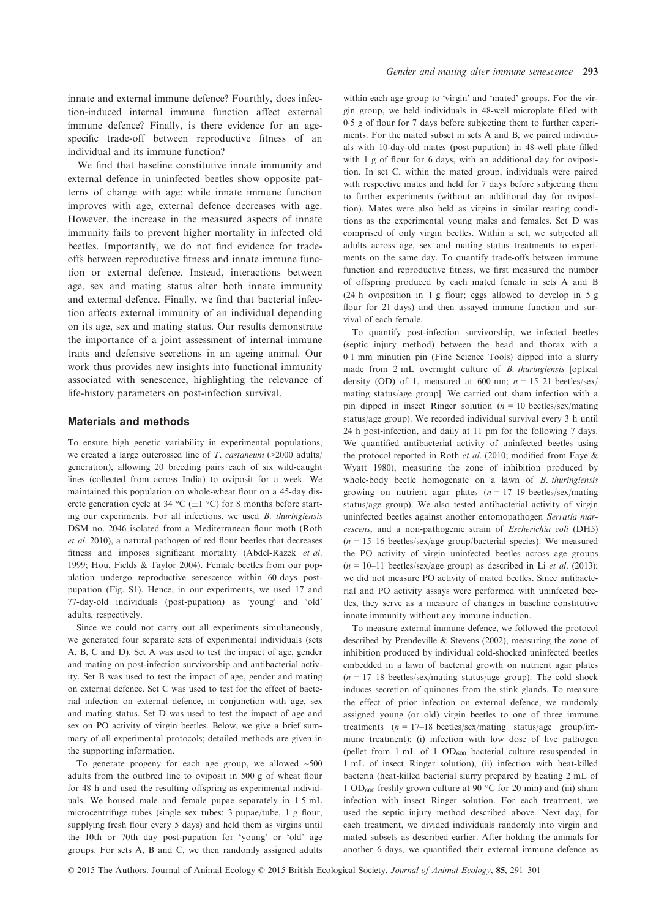innate and external immune defence? Fourthly, does infection-induced internal immune function affect external immune defence? Finally, is there evidence for an age-specific trade-off between reproductive fitness of an individual and its immune function?

We find that baseline constitutive innate immunity and external defence in uninfected beetles show opposite patterns of change with age: while innate immune function improves with age, external defence decreases with age. However, the increase in the measured aspects of innate immunity fails to prevent higher mortality in infected old beetles. Importantly, we do not find evidence for trade-offs between reproductive fitness and innate immune function or external defence. Instead, interactions between age, sex and mating status alter both innate immunity and external defence. Finally, we find that bacterial infection affects external immunity of an individual depending on its age, sex and mating status. Our results demonstrate the importance of a joint assessment of internal immune traits and defensive secretions in an ageing animal. Our work thus provides new insights into functional immunity associated with senescence, highlighting the relevance of life-history parameters on post-infection survival.

## Materials and methods

To ensure high genetic variability in experimental populations, we created a large outcrossed line of *T. castaneum* (>2000 adults/generation), allowing 20 breeding pairs each of six wild-caught lines (collected from across India) to oviposit for a week. We maintained this population on whole-wheat flour on a 45-day discrete generation cycle at 34 °C (±1 °C) for 8 months before starting our experiments. For all infections, we used *B. thuringiensis* DSM no. 2046 isolated from a Mediterranean flour moth (Roth *et al.* 2010), a natural pathogen of red flour beetles that decreases fitness and imposes significant mortality (Abdel-Razek *et al.* 1999; Hou, Fields & Taylor 2004). Female beetles from our population undergo reproductive senescence within 60 days post-pupation (Fig. S1). Hence, in our experiments, we used 17 and 77-day-old individuals (post-pupation) as 'young' and 'old' adults, respectively.

Since we could not carry out all experiments simultaneously, we generated four separate sets of experimental individuals (sets A, B, C and D). Set A was used to test the impact of age, gender and mating on post-infection survivorship and antibacterial activity. Set B was used to test the impact of age, gender and mating on external defence. Set C was used to test for the effect of bacterial infection on external defence, in conjunction with age, sex and mating status. Set D was used to test the impact of age and sex on PO activity of virgin beetles. Below, we give a brief summary of all experimental protocols; detailed methods are given in the supporting information.

To generate progeny for each age group, we allowed ~500 adults from the outbred line to oviposit in 500 g of wheat flour for 48 h and used the resulting offspring as experimental individuals. We housed male and female pupae separately in 1·5 mL microcentrifuge tubes (single sex tubes: 3 pupae/tube, 1 g flour, supplying fresh flour every 5 days) and held them as virgins until the 10th or 70th day post-pupation for 'young' or 'old' age groups. For sets A, B and C, we then randomly assigned adults within each age group to 'virgin' and 'mated' groups. For the virgin group, we held individuals in 48-well microplate filled with 0·5 g of flour for 7 days before subjecting them to further experiments. For the mated subset in sets A and B, we paired individuals with 10-day-old mates (post-pupation) in 48-well plate filled with 1 g of flour for 6 days, with an additional day for oviposition. In set C, within the mated group, individuals were paired with respective mates and held for 7 days before subjecting them to further experiments (without an additional day for oviposition). Mates were also held as virgins in similar rearing conditions as the experimental young males and females. Set D was comprised of only virgin beetles. Within a set, we subjected all adults across age, sex and mating status treatments to experiments on the same day. To quantify trade-offs between immune function and reproductive fitness, we first measured the number of offspring produced by each mated female in sets A and B (24 h oviposition in 1 g flour; eggs allowed to develop in 5 g flour for 21 days) and then assayed immune function and survival of each female.

To quantify post-infection survivorship, we infected beetles (septic injury method) between the head and thorax with a 0·1 mm minutien pin (Fine Science Tools) dipped into a slurry made from 2 mL overnight culture of *B. thuringiensis* [optical density (OD) of 1, measured at 600 nm; $n$ = 15–21 beetles/sex/mating status/age group]. We carried out sham infection with a pin dipped in insect Ringer solution ($n$ = 10 beetles/sex/mating status/age group). We recorded individual survival every 3 h until 24 h post-infection, and daily at 11 pm for the following 7 days. We quantified antibacterial activity of uninfected beetles using the protocol reported in Roth *et al.* (2010; modified from Faye & Wyatt 1980), measuring the zone of inhibition produced by whole-body beetle homogenate on a lawn of *B. thuringiensis* growing on nutrient agar plates ($n$ = 17–19 beetles/sex/mating status/age group). We also tested antibacterial activity of virgin uninfected beetles against another entomopathogen *Serratia marcescens*, and a non-pathogenic strain of *Escherichia coli* (DH5) ($n$ = 15–16 beetles/sex/age group/bacterial species). We measured the PO activity of virgin uninfected beetles across age groups ($n$ = 10–11 beetles/sex/age group) as described in Li *et al.* (2013); we did not measure PO activity of mated beetles. Since antibacterial and PO activity assays were performed with uninfected beetles, they serve as a measure of changes in baseline constitutive innate immunity without any immune induction.

To measure external immune defence, we followed the protocol described by Prendeville & Stevens (2002), measuring the zone of inhibition produced by individual cold-shocked uninfected beetles embedded in a lawn of bacterial growth on nutrient agar plates ($n$ = 17–18 beetles/sex/mating status/age group). The cold shock induces secretion of quinones from the stink glands. To measure the effect of prior infection on external defence, we randomly assigned young (or old) virgin beetles to one of three immune treatments ($n$ = 17–18 beetles/sex/mating status/age group/immune treatment): (i) infection with low dose of live pathogen (pellet from 1 mL of 1 $OD_{600}$ bacterial culture resuspended in 1 mL of insect Ringer solution), (ii) infection with heat-killed bacteria (heat-killed bacterial slurry prepared by heating 2 mL of 1 $OD_{600}$ freshly grown culture at 90 °C for 20 min) and (iii) sham infection with insect Ringer solution. For each treatment, we used the septic injury method described above. Next day, for each treatment, we divided individuals randomly into virgin and mated subsets as described earlier. After holding the animals for another 6 days, we quantified their external immune defence as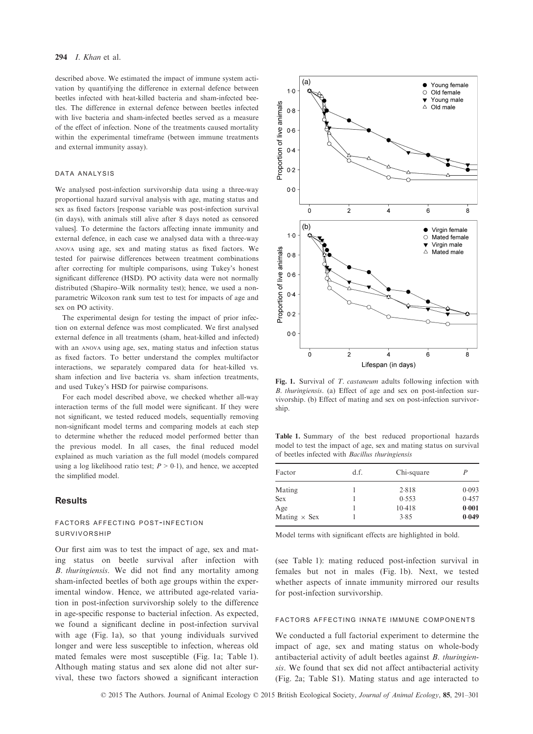described above. We estimated the impact of immune system activation by quantifying the difference in external defence between beetles infected with heat-killed bacteria and sham-infected beetles. The difference in external defence between beetles infected with live bacteria and sham-infected beetles served as a measure of the effect of infection. None of the treatments caused mortality within the experimental timeframe (between immune treatments and external immunity assay).

### DATA ANALYSIS

We analysed post-infection survivorship data using a three-way proportional hazard survival analysis with age, mating status and sex as fixed factors [response variable was post-infection survival (in days), with animals still alive after 8 days noted as censored values]. To determine the factors affecting innate immunity and external defence, in each case we analysed data with a three-way ANOVA using age, sex and mating status as fixed factors. We tested for pairwise differences between treatment combinations after correcting for multiple comparisons, using Tukey's honest significant difference (HSD). PO activity data were not normally distributed (Shapiro–Wilk normality test); hence, we used a non-parametric Wilcoxon rank sum test to test for impacts of age and sex on PO activity.

The experimental design for testing the impact of prior infection on external defence was most complicated. We first analysed external defence in all treatments (sham, heat-killed and infected) with an ANOVA using age, sex, mating status and infection status as fixed factors. To better understand the complex multifactor interactions, we separately compared data for heat-killed vs. sham infection and live bacteria vs. sham infection treatments, and used Tukey's HSD for pairwise comparisons.

For each model described above, we checked whether all-way interaction terms of the full model were significant. If they were not significant, we tested reduced models, sequentially removing non-significant model terms and comparing models at each step to determine whether the reduced model performed better than the previous model. In all cases, the final reduced model explained as much variation as the full model (models compared using a log likelihood ratio test; $P > 0{\cdot}1$), and hence, we accepted the simplified model.

## Results

### FACTORS AFFECTING POST-INFECTION SURVIVORSHIP

Our first aim was to test the impact of age, sex and mating status on beetle survival after infection with *B. thuringiensis*. We did not find any mortality among sham-infected beetles of both age groups within the experimental window. Hence, we attributed age-related variation in post-infection survivorship solely to the difference in age-specific response to bacterial infection. As expected, we found a significant decline in post-infection survival with age (Fig. 1a), so that young individuals survived longer and were less susceptible to infection, whereas old mated females were most susceptible (Fig. 1a; Table 1). Although mating status and sex alone did not alter survival, these two factors showed a significant interaction (see Table 1): mating reduced post-infection survival in females but not in males (Fig. 1b). Next, we tested whether aspects of innate immunity mirrored our results for post-infection survivorship.

**Fig. 1.** Survival of *T. castaneum* adults following infection with *B. thuringiensis*. (a) Effect of age and sex on post-infection survivorship. (b) Effect of mating and sex on post-infection survivorship.

**Table 1.** Summary of the best reduced proportional hazards model to test the impact of age, sex and mating status on survival of beetles infected with *Bacillus thuringiensis*

| Factor | d.f. | Chi-square | *P* |
|---|---|---|---|
| Mating | 1 | 2·818 | 0·093 |
| Sex | 1 | 0·553 | 0·457 |
| Age | 1 | 10·418 | **0·001** |
| Mating × Sex | 1 | 3·85 | **0·049** |

Model terms with significant effects are highlighted in bold.

### FACTORS AFFECTING INNATE IMMUNE COMPONENTS

We conducted a full factorial experiment to determine the impact of age, sex and mating status on whole-body antibacterial activity of adult beetles against *B. thuringiensis*. We found that sex did not affect antibacterial activity (Fig. 2a; Table S1). Mating status and age interacted to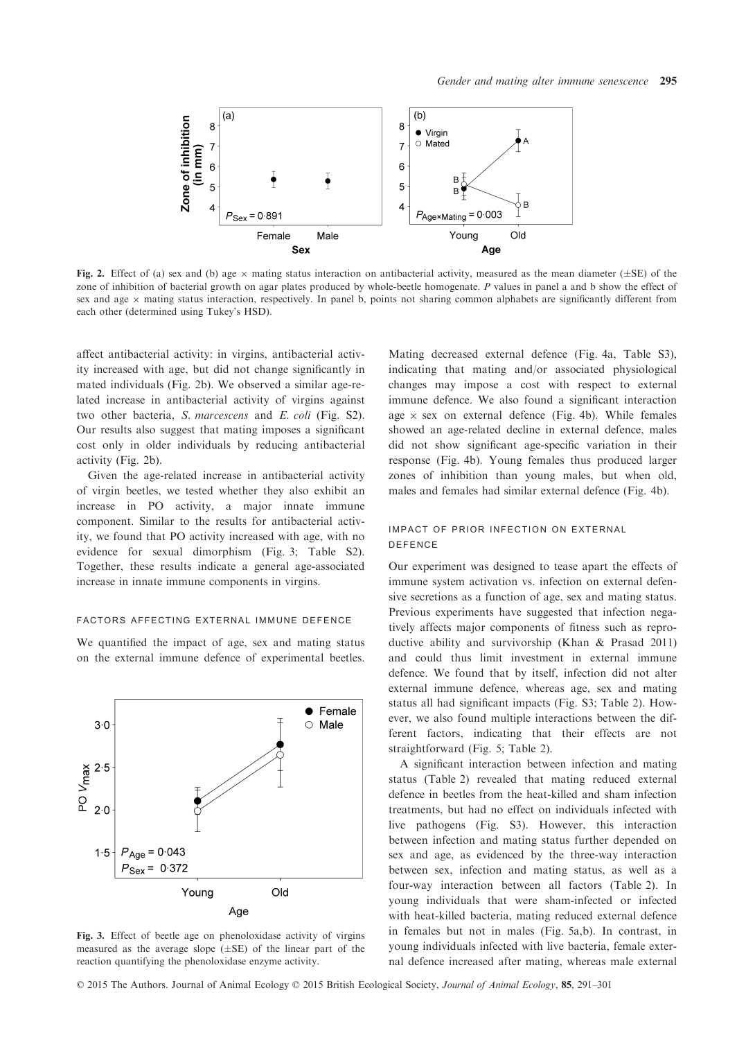Fig. 2. Effect of (a) sex and (b) age × mating status interaction on antibacterial activity, measured as the mean diameter (±SE) of the zone of inhibition of bacterial growth on agar plates produced by whole-beetle homogenate. *P* values in panel a and b show the effect of sex and age × mating status interaction, respectively. In panel b, points not sharing common alphabets are significantly different from each other (determined using Tukey's HSD).

affect antibacterial activity: in virgins, antibacterial activity increased with age, but did not change significantly in mated individuals (Fig. 2b). We observed a similar age-related increase in antibacterial activity of virgins against two other bacteria, *S. marcescens* and *E. coli* (Fig. S2). Our results also suggest that mating imposes a significant cost only in older individuals by reducing antibacterial activity (Fig. 2b).

Given the age-related increase in antibacterial activity of virgin beetles, we tested whether they also exhibit an increase in PO activity, a major innate immune component. Similar to the results for antibacterial activity, we found that PO activity increased with age, with no evidence for sexual dimorphism (Fig. 3; Table S2). Together, these results indicate a general age-associated increase in innate immune components in virgins.

### FACTORS AFFECTING EXTERNAL IMMUNE DEFENCE

We quantified the impact of age, sex and mating status on the external immune defence of experimental beetles.

Fig. 3. Effect of beetle age on phenoloxidase activity of virgins measured as the average slope (±SE) of the linear part of the reaction quantifying the phenoloxidase enzyme activity.

Mating decreased external defence (Fig. 4a, Table S3), indicating that mating and/or associated physiological changes may impose a cost with respect to external immune defence. We also found a significant interaction age × sex on external defence (Fig. 4b). While females showed an age-related decline in external defence, males did not show significant age-specific variation in their response (Fig. 4b). Young females thus produced larger zones of inhibition than young males, but when old, males and females had similar external defence (Fig. 4b).

### IMPACT OF PRIOR INFECTION ON EXTERNAL DEFENCE

Our experiment was designed to tease apart the effects of immune system activation vs. infection on external defensive secretions as a function of age, sex and mating status. Previous experiments have suggested that infection negatively affects major components of fitness such as reproductive ability and survivorship (Khan & Prasad 2011) and could thus limit investment in external immune defence. We found that by itself, infection did not alter external immune defence, whereas age, sex and mating status all had significant impacts (Fig. S3; Table 2). However, we also found multiple interactions between the different factors, indicating that their effects are not straightforward (Fig. 5; Table 2).

A significant interaction between infection and mating status (Table 2) revealed that mating reduced external defence in beetles from the heat-killed and sham infection treatments, but had no effect on individuals infected with live pathogens (Fig. S3). However, this interaction between infection and mating status further depended on sex and age, as evidenced by the three-way interaction between sex, infection and mating status, as well as a four-way interaction between all factors (Table 2). In young individuals that were sham-infected or infected with heat-killed bacteria, mating reduced external defence in females but not in males (Fig. 5a,b). In contrast, in young individuals infected with live bacteria, female external defence increased after mating, whereas male external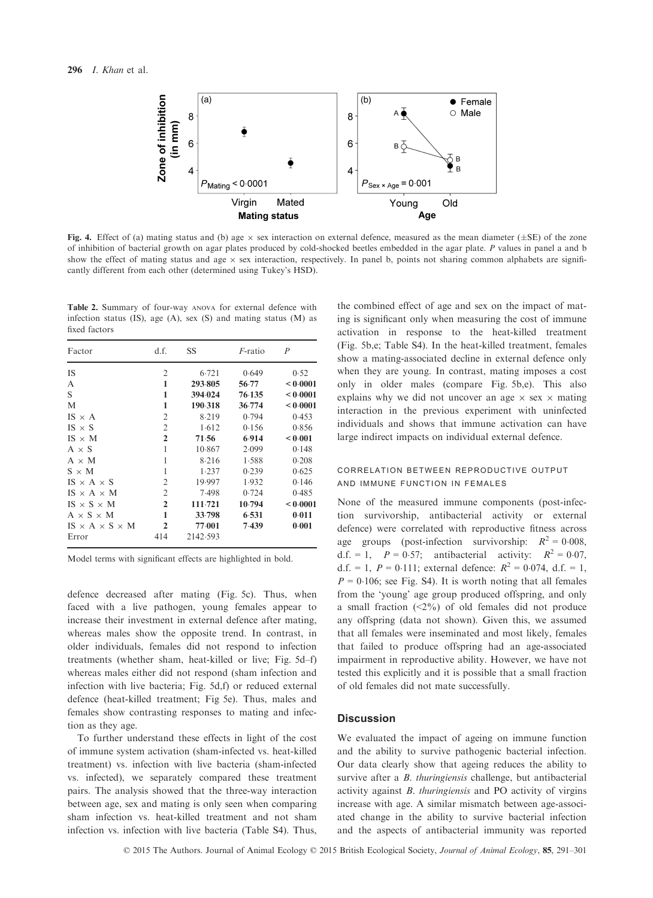**Fig. 4.** Effect of (a) mating status and (b) age × sex interaction on external defence, measured as the mean diameter (±SE) of the zone of inhibition of bacterial growth on agar plates produced by cold-shocked beetles embedded in the agar plate. *P* values in panel a and b show the effect of mating status and age × sex interaction, respectively. In panel b, points not sharing common alphabets are significantly different from each other (determined using Tukey's HSD).

**Table 2.** Summary of four-way ANOVA for external defence with infection status (IS), age (A), sex (S) and mating status (M) as fixed factors

| Factor | d.f. | SS | *F*-ratio | *P* |
|---|---|---|---|---|
| IS | 2 | 6·721 | 0·649 | 0·52 |
| **A** | **1** | **293·805** | **56·77** | **< 0·0001** |
| **S** | **1** | **394·024** | **76·135** | **< 0·0001** |
| **M** | **1** | **190·318** | **36·774** | **< 0·0001** |
| IS × A | 2 | 8·219 | 0·794 | 0·453 |
| IS × S | 2 | 1·612 | 0·156 | 0·856 |
| **IS × M** | **2** | **71·56** | **6·914** | **< 0·001** |
| A × S | 1 | 10·867 | 2·099 | 0·148 |
| A × M | 1 | 8·216 | 1·588 | 0·208 |
| S × M | 1 | 1·237 | 0·239 | 0·625 |
| IS × A × S | 2 | 19·997 | 1·932 | 0·146 |
| IS × A × M | 2 | 7·498 | 0·724 | 0·485 |
| **IS × S × M** | **2** | **111·721** | **10·794** | **< 0·0001** |
| **A × S × M** | **1** | **33·798** | **6·531** | **0·011** |
| **IS × A × S × M** | **2** | **77·001** | **7·439** | **0·001** |
| Error | 414 | 2142·593 | | |

Model terms with significant effects are highlighted in bold.

defence decreased after mating (Fig. 5c). Thus, when faced with a live pathogen, young females appear to increase their investment in external defence after mating, whereas males show the opposite trend. In contrast, in older individuals, females did not respond to infection treatments (whether sham, heat-killed or live; Fig. 5d–f) whereas males either did not respond (sham infection and infection with live bacteria; Fig. 5d,f) or reduced external defence (heat-killed treatment; Fig 5e). Thus, males and females show contrasting responses to mating and infection as they age.

To further understand these effects in light of the cost of immune system activation (sham-infected vs. heat-killed treatment) vs. infection with live bacteria (sham-infected vs. infected), we separately compared these treatment pairs. The analysis showed that the three-way interaction between age, sex and mating is only seen when comparing sham infection vs. heat-killed treatment and not sham infection vs. infection with live bacteria (Table S4). Thus, the combined effect of age and sex on the impact of mating is significant only when measuring the cost of immune activation in response to the heat-killed treatment (Fig. 5b,e; Table S4). In the heat-killed treatment, females show a mating-associated decline in external defence only when they are young. In contrast, mating imposes a cost only in older males (compare Fig. 5b,e). This also explains why we did not uncover an age × sex × mating interaction in the previous experiment with uninfected individuals and shows that immune activation can have large indirect impacts on individual external defence.

#### CORRELATION BETWEEN REPRODUCTIVE OUTPUT AND IMMUNE FUNCTION IN FEMALES

None of the measured immune components (post-infection survivorship, antibacterial activity or external defence) were correlated with reproductive fitness across age groups (post-infection survivorship: $R^2 = 0{\cdot}008$, d.f. = 1, $P = 0{\cdot}57$; antibacterial activity: $R^2 = 0{\cdot}07$, d.f. = 1, $P = 0{\cdot}111$; external defence: $R^2 = 0{\cdot}074$, d.f. = 1, $P = 0{\cdot}106$; see Fig. S4). It is worth noting that all females from the 'young' age group produced offspring, and only a small fraction (<2%) of old females did not produce any offspring (data not shown). Given this, we assumed that all females were inseminated and most likely, females that failed to produce offspring had an age-associated impairment in reproductive ability. However, we have not tested this explicitly and it is possible that a small fraction of old females did not mate successfully.

## Discussion

We evaluated the impact of ageing on immune function and the ability to survive pathogenic bacterial infection. Our data clearly show that ageing reduces the ability to survive after a *B. thuringiensis* challenge, but antibacterial activity against *B. thuringiensis* and PO activity of virgins increase with age. A similar mismatch between age-associated change in the ability to survive bacterial infection and the aspects of antibacterial immunity was reported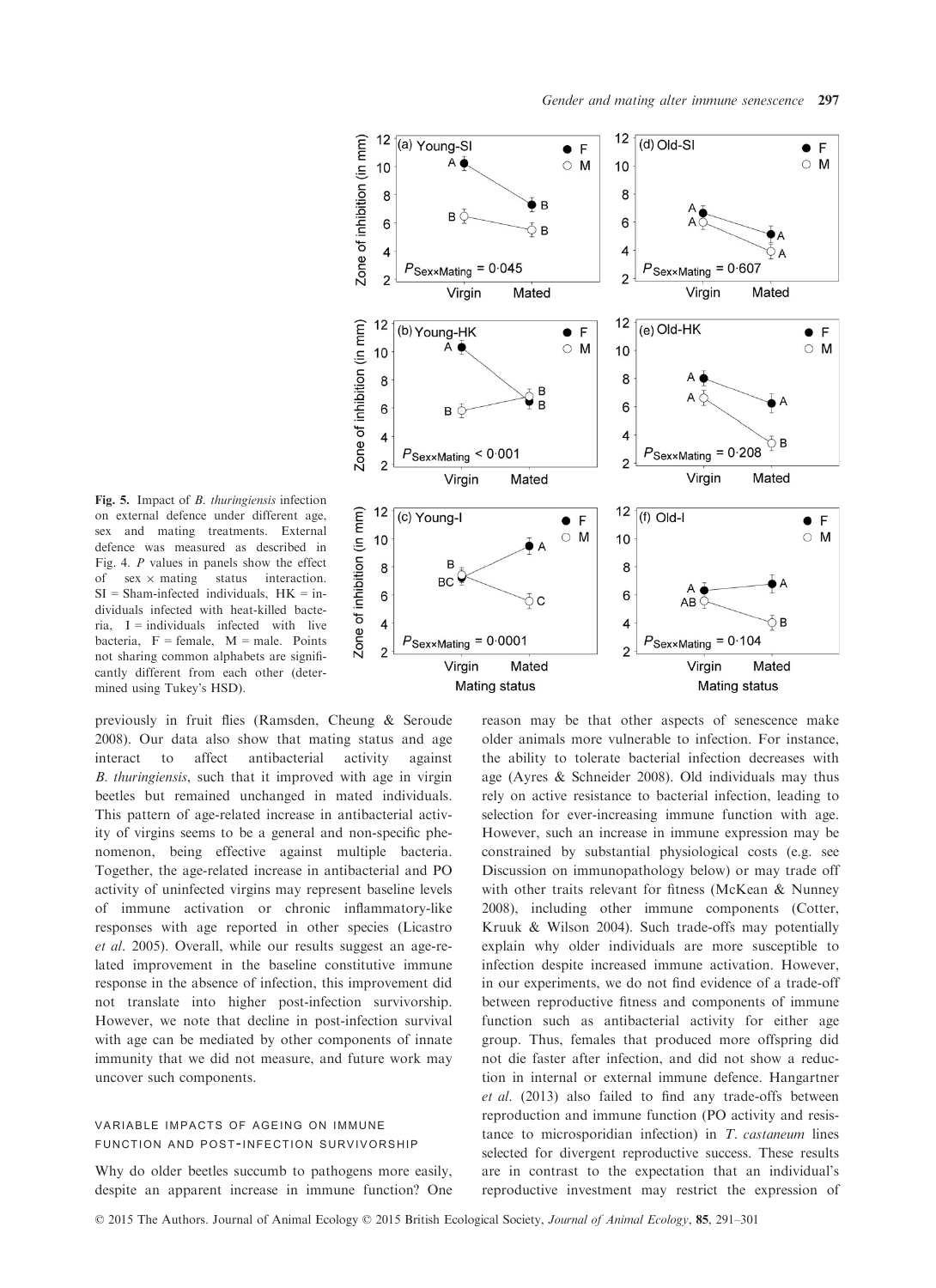**Fig. 5.** Impact of *B. thuringiensis* infection on external defence under different age, sex and mating treatments. External defence was measured as described in Fig. 4. *P* values in panels show the effect of sex × mating status interaction. SI = Sham-infected individuals, HK = individuals infected with heat-killed bacteria, I = individuals infected with live bacteria, F = female, M = male. Points not sharing common alphabets are significantly different from each other (determined using Tukey's HSD).

previously in fruit flies (Ramsden, Cheung & Seroude 2008). Our data also show that mating status and age interact to affect antibacterial activity against *B. thuringiensis*, such that it improved with age in virgin beetles but remained unchanged in mated individuals. This pattern of age-related increase in antibacterial activity of virgins seems to be a general and non-specific phenomenon, being effective against multiple bacteria. Together, the age-related increase in antibacterial and PO activity of uninfected virgins may represent baseline levels of immune activation or chronic inflammatory-like responses with age reported in other species (Licastro *et al*. 2005). Overall, while our results suggest an age-related improvement in the baseline constitutive immune response in the absence of infection, this improvement did not translate into higher post-infection survivorship. However, we note that decline in post-infection survival with age can be mediated by other components of innate immunity that we did not measure, and future work may uncover such components.

### VARIABLE IMPACTS OF AGEING ON IMMUNE FUNCTION AND POST-INFECTION SURVIVORSHIP

Why do older beetles succumb to pathogens more easily, despite an apparent increase in immune function? One reason may be that other aspects of senescence make older animals more vulnerable to infection. For instance, the ability to tolerate bacterial infection decreases with age (Ayres & Schneider 2008). Old individuals may thus rely on active resistance to bacterial infection, leading to selection for ever-increasing immune function with age. However, such an increase in immune expression may be constrained by substantial physiological costs (e.g. see Discussion on immunopathology below) or may trade off with other traits relevant for fitness (McKean & Nunney 2008), including other immune components (Cotter, Kruuk & Wilson 2004). Such trade-offs may potentially explain why older individuals are more susceptible to infection despite increased immune activation. However, in our experiments, we do not find evidence of a trade-off between reproductive fitness and components of immune function such as antibacterial activity for either age group. Thus, females that produced more offspring did not die faster after infection, and did not show a reduction in internal or external immune defence. Hangartner *et al*. (2013) also failed to find any trade-offs between reproduction and immune function (PO activity and resistance to microsporidian infection) in *T. castaneum* lines selected for divergent reproductive success. These results are in contrast to the expectation that an individual's reproductive investment may restrict the expression of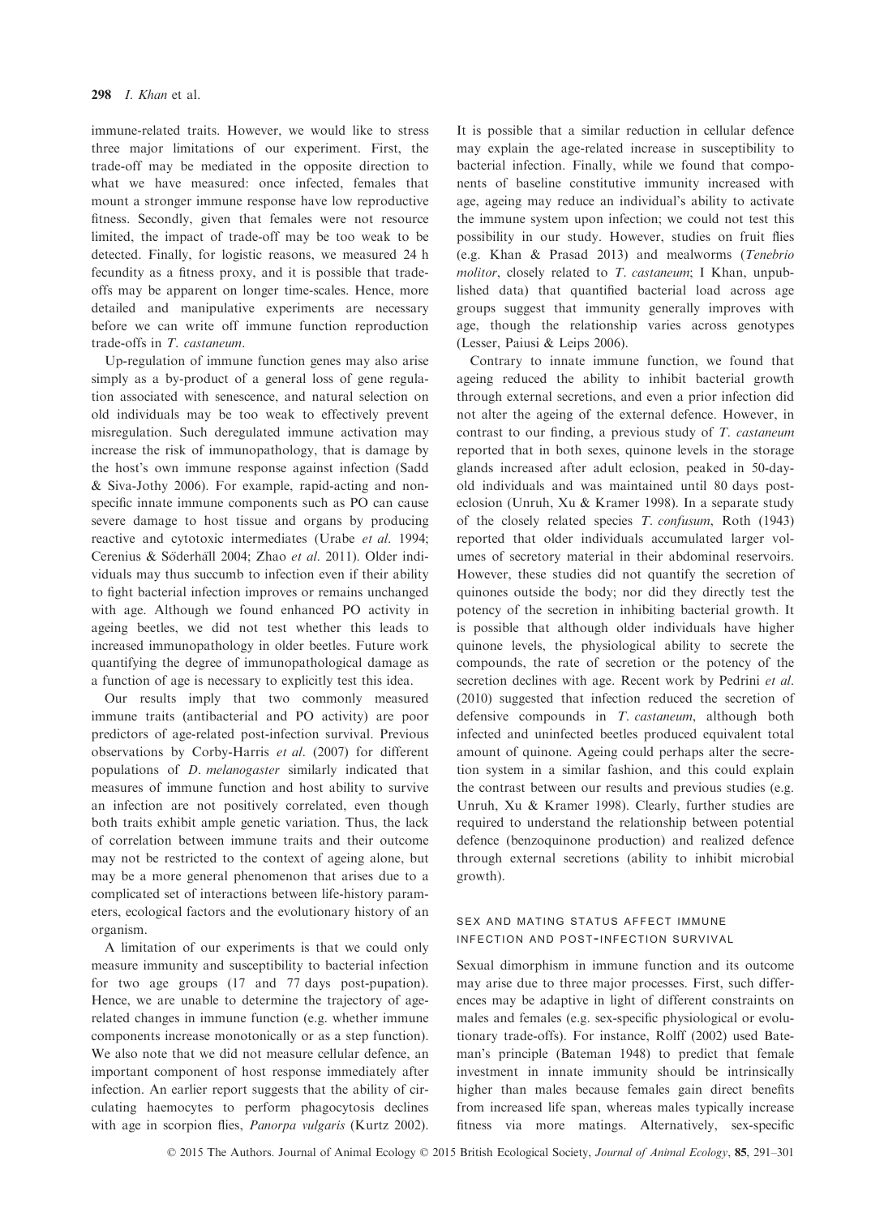immune-related traits. However, we would like to stress three major limitations of our experiment. First, the trade-off may be mediated in the opposite direction to what we have measured: once infected, females that mount a stronger immune response have low reproductive fitness. Secondly, given that females were not resource limited, the impact of trade-off may be too weak to be detected. Finally, for logistic reasons, we measured 24 h fecundity as a fitness proxy, and it is possible that trade-offs may be apparent on longer time-scales. Hence, more detailed and manipulative experiments are necessary before we can write off immune function reproduction trade-offs in *T. castaneum*.

Up-regulation of immune function genes may also arise simply as a by-product of a general loss of gene regulation associated with senescence, and natural selection on old individuals may be too weak to effectively prevent misregulation. Such deregulated immune activation may increase the risk of immunopathology, that is damage by the host's own immune response against infection (Sadd & Siva-Jothy 2006). For example, rapid-acting and non-specific innate immune components such as PO can cause severe damage to host tissue and organs by producing reactive and cytotoxic intermediates (Urabe *et al*. 1994; Cerenius & Söderhäll 2004; Zhao *et al*. 2011). Older individuals may thus succumb to infection even if their ability to fight bacterial infection improves or remains unchanged with age. Although we found enhanced PO activity in ageing beetles, we did not test whether this leads to increased immunopathology in older beetles. Future work quantifying the degree of immunopathological damage as a function of age is necessary to explicitly test this idea.

Our results imply that two commonly measured immune traits (antibacterial and PO activity) are poor predictors of age-related post-infection survival. Previous observations by Corby-Harris *et al*. (2007) for different populations of *D. melanogaster* similarly indicated that measures of immune function and host ability to survive an infection are not positively correlated, even though both traits exhibit ample genetic variation. Thus, the lack of correlation between immune traits and their outcome may not be restricted to the context of ageing alone, but may be a more general phenomenon that arises due to a complicated set of interactions between life-history parameters, ecological factors and the evolutionary history of an organism.

A limitation of our experiments is that we could only measure immunity and susceptibility to bacterial infection for two age groups (17 and 77 days post-pupation). Hence, we are unable to determine the trajectory of age-related changes in immune function (e.g. whether immune components increase monotonically or as a step function). We also note that we did not measure cellular defence, an important component of host response immediately after infection. An earlier report suggests that the ability of circulating haemocytes to perform phagocytosis declines with age in scorpion flies, *Panorpa vulgaris* (Kurtz 2002). It is possible that a similar reduction in cellular defence may explain the age-related increase in susceptibility to bacterial infection. Finally, while we found that components of baseline constitutive immunity increased with age, ageing may reduce an individual's ability to activate the immune system upon infection; we could not test this possibility in our study. However, studies on fruit flies (e.g. Khan & Prasad 2013) and mealworms (*Tenebrio molitor*, closely related to *T. castaneum*; I Khan, unpublished data) that quantified bacterial load across age groups suggest that immunity generally improves with age, though the relationship varies across genotypes (Lesser, Paiusi & Leips 2006).

Contrary to innate immune function, we found that ageing reduced the ability to inhibit bacterial growth through external secretions, and even a prior infection did not alter the ageing of the external defence. However, in contrast to our finding, a previous study of *T. castaneum* reported that in both sexes, quinone levels in the storage glands increased after adult eclosion, peaked in 50-day-old individuals and was maintained until 80 days post-eclosion (Unruh, Xu & Kramer 1998). In a separate study of the closely related species *T. confusum*, Roth (1943) reported that older individuals accumulated larger volumes of secretory material in their abdominal reservoirs. However, these studies did not quantify the secretion of quinones outside the body; nor did they directly test the potency of the secretion in inhibiting bacterial growth. It is possible that although older individuals have higher quinone levels, the physiological ability to secrete the compounds, the rate of secretion or the potency of the secretion declines with age. Recent work by Pedrini *et al*. (2010) suggested that infection reduced the secretion of defensive compounds in *T. castaneum*, although both infected and uninfected beetles produced equivalent total amount of quinone. Ageing could perhaps alter the secretion system in a similar fashion, and this could explain the contrast between our results and previous studies (e.g. Unruh, Xu & Kramer 1998). Clearly, further studies are required to understand the relationship between potential defence (benzoquinone production) and realized defence through external secretions (ability to inhibit microbial growth).

### SEX AND MATING STATUS AFFECT IMMUNE INFECTION AND POST-INFECTION SURVIVAL

Sexual dimorphism in immune function and its outcome may arise due to three major processes. First, such differences may be adaptive in light of different constraints on males and females (e.g. sex-specific physiological or evolutionary trade-offs). For instance, Rolff (2002) used Bateman's principle (Bateman 1948) to predict that female investment in innate immunity should be intrinsically higher than males because females gain direct benefits from increased life span, whereas males typically increase fitness via more matings. Alternatively, sex-specific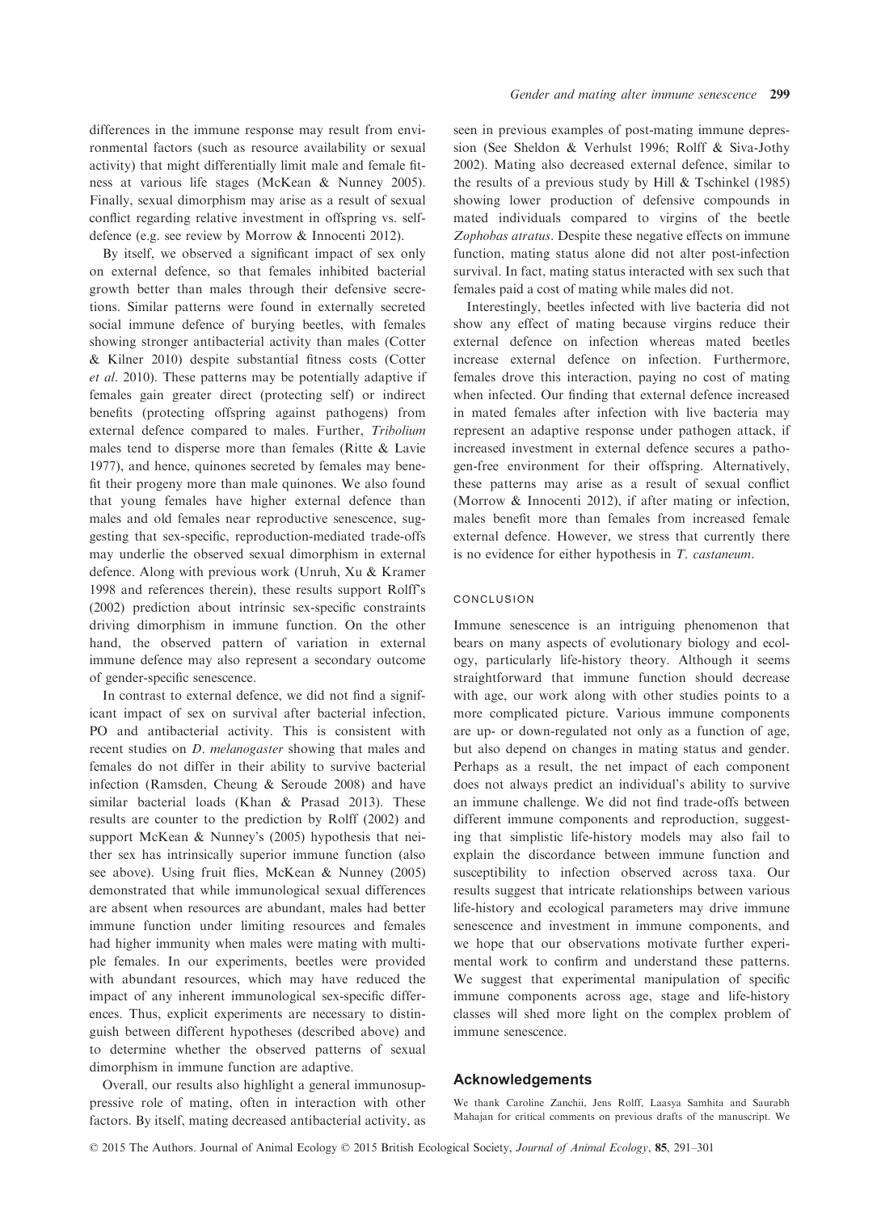differences in the immune response may result from environmental factors (such as resource availability or sexual activity) that might differentially limit male and female fitness at various life stages (McKean & Nunney 2005). Finally, sexual dimorphism may arise as a result of sexual conflict regarding relative investment in offspring vs. self-defence (e.g. see review by Morrow & Innocenti 2012).

By itself, we observed a significant impact of sex only on external defence, so that females inhibited bacterial growth better than males through their defensive secretions. Similar patterns were found in externally secreted social immune defence of burying beetles, with females showing stronger antibacterial activity than males (Cotter & Kilner 2010) despite substantial fitness costs (Cotter *et al*. 2010). These patterns may be potentially adaptive if females gain greater direct (protecting self) or indirect benefits (protecting offspring against pathogens) from external defence compared to males. Further, *Tribolium* males tend to disperse more than females (Ritte & Lavie 1977), and hence, quinones secreted by females may benefit their progeny more than male quinones. We also found that young females have higher external defence than males and old females near reproductive senescence, suggesting that sex-specific, reproduction-mediated trade-offs may underlie the observed sexual dimorphism in external defence. Along with previous work (Unruh, Xu & Kramer 1998 and references therein), these results support Rolff's (2002) prediction about intrinsic sex-specific constraints driving dimorphism in immune function. On the other hand, the observed pattern of variation in external immune defence may also represent a secondary outcome of gender-specific senescence.

In contrast to external defence, we did not find a significant impact of sex on survival after bacterial infection, PO and antibacterial activity. This is consistent with recent studies on *D. melanogaster* showing that males and females do not differ in their ability to survive bacterial infection (Ramsden, Cheung & Seroude 2008) and have similar bacterial loads (Khan & Prasad 2013). These results are counter to the prediction by Rolff (2002) and support McKean & Nunney's (2005) hypothesis that neither sex has intrinsically superior immune function (also see above). Using fruit flies, McKean & Nunney (2005) demonstrated that while immunological sexual differences are absent when resources are abundant, males had better immune function under limiting resources and females had higher immunity when males were mating with multiple females. In our experiments, beetles were provided with abundant resources, which may have reduced the impact of any inherent immunological sex-specific differences. Thus, explicit experiments are necessary to distinguish between different hypotheses (described above) and to determine whether the observed patterns of sexual dimorphism in immune function are adaptive.

Overall, our results also highlight a general immunosuppressive role of mating, often in interaction with other factors. By itself, mating decreased antibacterial activity, as seen in previous examples of post-mating immune depression (See Sheldon & Verhulst 1996; Rolff & Siva-Jothy 2002). Mating also decreased external defence, similar to the results of a previous study by Hill & Tschinkel (1985) showing lower production of defensive compounds in mated individuals compared to virgins of the beetle *Zophobas atratus*. Despite these negative effects on immune function, mating status alone did not alter post-infection survival. In fact, mating status interacted with sex such that females paid a cost of mating while males did not.

Interestingly, beetles infected with live bacteria did not show any effect of mating because virgins reduce their external defence on infection whereas mated beetles increase external defence on infection. Furthermore, females drove this interaction, paying no cost of mating when infected. Our finding that external defence increased in mated females after infection with live bacteria may represent an adaptive response under pathogen attack, if increased investment in external defence secures a pathogen-free environment for their offspring. Alternatively, these patterns may arise as a result of sexual conflict (Morrow & Innocenti 2012), if after mating or infection, males benefit more than females from increased female external defence. However, we stress that currently there is no evidence for either hypothesis in *T. castaneum*.

## CONCLUSION

Immune senescence is an intriguing phenomenon that bears on many aspects of evolutionary biology and ecology, particularly life-history theory. Although it seems straightforward that immune function should decrease with age, our work along with other studies points to a more complicated picture. Various immune components are up- or down-regulated not only as a function of age, but also depend on changes in mating status and gender. Perhaps as a result, the net impact of each component does not always predict an individual's ability to survive an immune challenge. We did not find trade-offs between different immune components and reproduction, suggesting that simplistic life-history models may also fail to explain the discordance between immune function and susceptibility to infection observed across taxa. Our results suggest that intricate relationships between various life-history and ecological parameters may drive immune senescence and investment in immune components, and we hope that our observations motivate further experimental work to confirm and understand these patterns. We suggest that experimental manipulation of specific immune components across age, stage and life-history classes will shed more light on the complex problem of immune senescence.

## Acknowledgements

We thank Caroline Zanchii, Jens Rolff, Laasya Samhita and Saurabh Mahajan for critical comments on previous drafts of the manuscript. We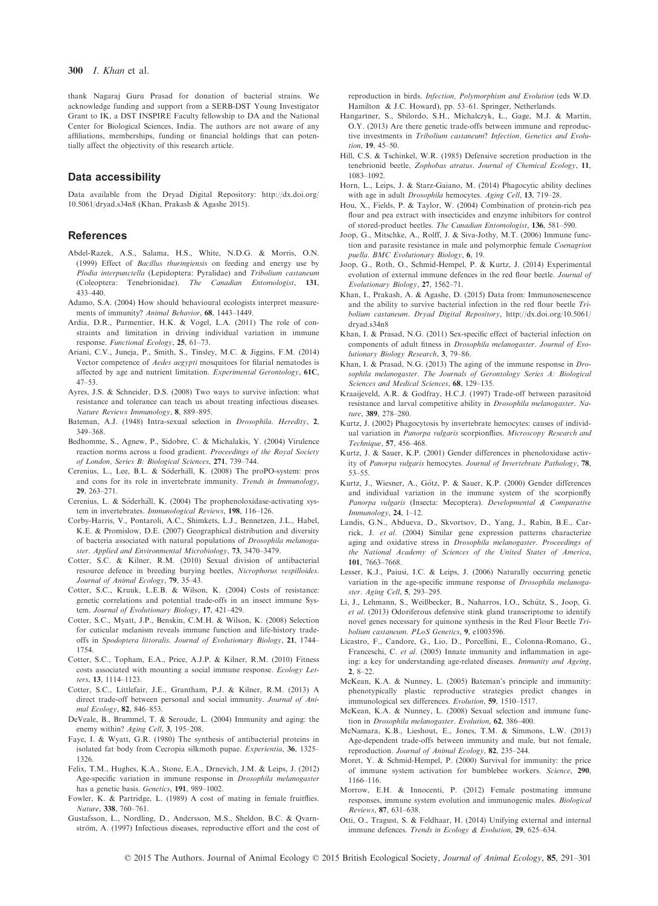thank Nagaraj Guru Prasad for donation of bacterial strains. We acknowledge funding and support from a SERB-DST Young Investigator Grant to IK, a DST INSPIRE Faculty fellowship to DA and the National Center for Biological Sciences, India. The authors are not aware of any affiliations, memberships, funding or financial holdings that can potentially affect the objectivity of this research article.

## Data accessibility

Data available from the Dryad Digital Repository: http://dx.doi.org/10.5061/dryad.s34n8 (Khan, Prakash & Agashe 2015).

## References

Abdel-Razek, A.S., Salama, H.S., White, N.D.G. & Morris, O.N. (1999) Effect of *Bacillus thuringiensis* on feeding and energy use by *Plodia interpunctella* (Lepidoptera: Pyralidae) and *Tribolium castaneum* (Coleoptera: Tenebrionidae). *The Canadian Entomologist*, **131**, 433–440.

Adamo, S.A. (2004) How should behavioural ecologists interpret measurements of immunity? *Animal Behavior*, **68**, 1443–1449.

Ardia, D.R., Parmentier, H.K. & Vogel, L.A. (2011) The role of constraints and limitation in driving individual variation in immune response. *Functional Ecology*, **25**, 61–73.

Ariani, C.V., Juneja, P., Smith, S., Tinsley, M.C. & Jiggins, F.M. (2014) Vector competence of *Aedes aegypti* mosquitoes for filarial nematodes is affected by age and nutrient limitation. *Experimental Gerontology*, **61C**, 47–53.

Ayres, J.S. & Schneider, D.S. (2008) Two ways to survive infection: what resistance and tolerance can teach us about treating infectious diseases. *Nature Reviews Immunology*, **8**, 889–895.

Bateman, A.J. (1948) Intra-sexual selection in *Drosophila*. *Heredity*, **2**, 349–368.

Bedhomme, S., Agnew, P., Sidobre, C. & Michalakis, Y. (2004) Virulence reaction norms across a food gradient. *Proceedings of the Royal Society of London, Series B: Biological Sciences*, **271**, 739–744.

Cerenius, L., Lee, B.L. & Söderhäll, K. (2008) The proPO-system: pros and cons for its role in invertebrate immunity. *Trends in Immunology*, **29**, 263–271.

Cerenius, L. & Söderhäll, K. (2004) The prophenoloxidase-activating system in invertebrates. *Immunological Reviews*, **198**, 116–126.

Corby-Harris, V., Pontaroli, A.C., Shimkets, L.J., Bennetzen, J.L., Habel, K.E. & Promislow, D.E. (2007) Geographical distribution and diversity of bacteria associated with natural populations of *Drosophila melanogaster*. *Applied and Environmental Microbiology*, **73**, 3470–3479.

Cotter, S.C. & Kilner, R.M. (2010) Sexual division of antibacterial resource defence in breeding burying beetles, *Nicrophorus vespilloides*. *Journal of Animal Ecology*, **79**, 35–43.

Cotter, S.C., Kruuk, L.E.B. & Wilson, K. (2004) Costs of resistance: genetic correlations and potential trade-offs in an insect immune System. *Journal of Evolutionary Biology*, **17**, 421–429.

Cotter, S.C., Myatt, J.P., Benskin, C.M.H. & Wilson, K. (2008) Selection for cuticular melanism reveals immune function and life-history tradeoffs in *Spodoptera littoralis*. *Journal of Evolutionary Biology*, **21**, 1744–1754.

Cotter, S.C., Topham, E.A., Price, A.J.P. & Kilner, R.M. (2010) Fitness costs associated with mounting a social immune response. *Ecology Letters*, **13**, 1114–1123.

Cotter, S.C., Littlefair, J.E., Grantham, P.J. & Kilner, R.M. (2013) A direct trade-off between personal and social immunity. *Journal of Animal Ecology*, **82**, 846–853.

DeVeale, B., Brummel, T. & Seroude, L. (2004) Immunity and aging: the enemy within? *Aging Cell*, **3**, 195–208.

Faye, I. & Wyatt, G.R. (1980) The synthesis of antibacterial proteins in isolated fat body from Cecropia silkmoth pupae. *Experientia*, **36**, 1325–1326.

Felix, T.M., Hughes, K.A., Stone, E.A., Drnevich, J.M. & Leips, J. (2012) Age-specific variation in immune response in *Drosophila melanogaster* has a genetic basis. *Genetics*, **191**, 989–1002.

Fowler, K. & Partridge, L. (1989) A cost of mating in female fruitflies. *Nature*, **338**, 760–761.

Gustafsson, L., Nordling, D., Andersson, M.S., Sheldon, B.C. & Qvarnström, A. (1997) Infectious diseases, reproductive effort and the cost of reproduction in birds. *Infection, Polymorphism and Evolution* (eds W.D. Hamilton & J.C. Howard), pp. 53–61. Springer, Netherlands.

Hangartner, S., Sbilordo, S.H., Michalczyk, Ł., Gage, M.J. & Martin, O.Y. (2013) Are there genetic trade-offs between immune and reproductive investments in *Tribolium castaneum*? *Infection, Genetics and Evolution*, **19**, 45–50.

Hill, C.S. & Tschinkel, W.R. (1985) Defensive secretion production in the tenebrionid beetle, *Zophobas atratus*. *Journal of Chemical Ecology*, **11**, 1083–1092.

Horn, L., Leips, J. & Starz-Gaiano, M. (2014) Phagocytic ability declines with age in adult *Drosophila* hemocytes. *Aging Cell*, **13**, 719–28.

Hou, X., Fields, P. & Taylor, W. (2004) Combination of protein-rich pea flour and pea extract with insecticides and enzyme inhibitors for control of stored-product beetles. *The Canadian Entomologist*, **136**, 581–590.

Joop, G., Mitschke, A., Rolff, J. & Siva-Jothy, M.T. (2006) Immune function and parasite resistance in male and polymorphic female *Coenagrion puella*. *BMC Evolutionary Biology*, **6**, 19.

Joop, G., Roth, O., Schmid-Hempel, P. & Kurtz, J. (2014) Experimental evolution of external immune defences in the red flour beetle. *Journal of Evolutionary Biology*, **27**, 1562–71.

Khan, I., Prakash, A. & Agashe, D. (2015) Data from: Immunosenescence and the ability to survive bacterial infection in the red flour beetle *Tribolium castaneum*. *Dryad Digital Repository*, http://dx.doi.org/10.5061/dryad.s34n8

Khan, I. & Prasad, N.G. (2011) Sex-specific effect of bacterial infection on components of adult fitness in *Drosophila melanogaster*. *Journal of Evolutionary Biology Research*, **3**, 79–86.

Khan, I. & Prasad, N.G. (2013) The aging of the immune response in *Drosophila melanogaster*. *The Journals of Gerontology Series A: Biological Sciences and Medical Sciences*, **68**, 129–135.

Kraaijeveld, A.R. & Godfray, H.C.J. (1997) Trade-off between parasitoid resistance and larval competitive ability in *Drosophila melanogaster*. *Nature*, **389**, 278–280.

Kurtz, J. (2002) Phagocytosis by invertebrate hemocytes: causes of individual variation in *Panorpa vulgaris* scorpionflies. *Microscopy Research and Technique*, **57**, 456–468.

Kurtz, J. & Sauer, K.P. (2001) Gender differences in phenoloxidase activity of *Panorpa vulgaris* hemocytes. *Journal of Invertebrate Pathology*, **78**, 53–55.

Kurtz, J., Wiesner, A., Götz, P. & Sauer, K.P. (2000) Gender differences and individual variation in the immune system of the scorpionfly *Panorpa vulgaris* (Insecta: Mecoptera). *Developmental & Comparative Immunology*, **24**, 1–12.

Landis, G.N., Abdueva, D., Skvortsov, D., Yang, J., Rabin, B.E., Carrick, J. *et al.* (2004) Similar gene expression patterns characterize aging and oxidative stress in *Drosophila melanogaster*. *Proceedings of the National Academy of Sciences of the United States of America*, **101**, 7663–7668.

Lesser, K.J., Paiusi, I.C. & Leips, J. (2006) Naturally occurring genetic variation in the age-specific immune response of *Drosophila melanogaster*. *Aging Cell*, **5**, 293–295.

Li, J., Lehmann, S., Weißbecker, B., Naharros, I.O., Schütz, S., Joop, G. *et al.* (2013) Odoriferous defensive stink gland transcriptome to identify novel genes necessary for quinone synthesis in the Red Flour Beetle *Tribolium castaneum*. *PLoS Genetics*, **9**, e1003596.

Licastro, F., Candore, G., Lio, D., Porcellini, E., Colonna-Romano, G., Franceschi, C. *et al.* (2005) Innate immunity and inflammation in ageing: a key for understanding age-related diseases. *Immunity and Ageing*, **2**, 8–22.

McKean, K.A. & Nunney, L. (2005) Bateman's principle and immunity: phenotypically plastic reproductive strategies predict changes in immunological sex differences. *Evolution*, **59**, 1510–1517.

McKean, K.A. & Nunney, L. (2008) Sexual selection and immune function in *Drosophila melanogaster*. *Evolution*, **62**, 386–400.

McNamara, K.B., Lieshout, E., Jones, T.M. & Simmons, L.W. (2013) Age-dependent trade-offs between immunity and male, but not female, reproduction. *Journal of Animal Ecology*, **82**, 235–244.

Moret, Y. & Schmid-Hempel, P. (2000) Survival for immunity: the price of immune system activation for bumblebee workers. *Science*, **290**, 1166–116.

Morrow, E.H. & Innocenti, P. (2012) Female postmating immune responses, immune system evolution and immunogenic males. *Biological Reviews*, **87**, 631–638.

Otti, O., Tragust, S. & Feldhaar, H. (2014) Unifying external and internal immune defences. *Trends in Ecology & Evolution*, **29**, 625–634.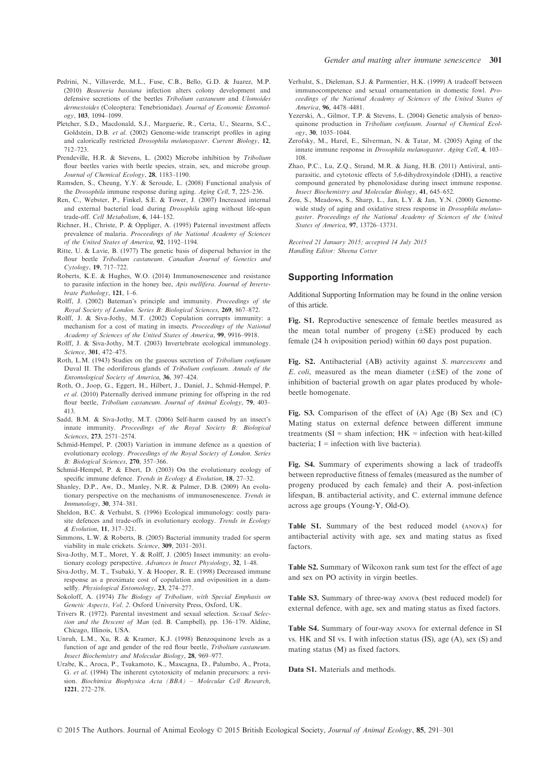Pedrini, N., Villaverde, M.L., Fuse, C.B., Bello, G.D. & Juarez, M.P. (2010) *Beauveria bassiana* infection alters colony development and defensive secretions of the beetles *Tribolium castaneum* and *Ulomoides dermestoides* (Coleoptera: Tenebrionidae). *Journal of Economic Entomology*, **103**, 1094–1099.

Pletcher, S.D., Macdonald, S.J., Marguerie, R., Certa, U., Stearns, S.C., Goldstein, D.B. *et al.* (2002) Genome-wide transcript profiles in aging and calorically restricted *Drosophila melanogaster*. *Current Biology*, **12**, 712–723.

Prendeville, H.R. & Stevens, L. (2002) Microbe inhibition by *Tribolium* flour beetles varies with beetle species, strain, sex, and microbe group. *Journal of Chemical Ecology*, **28**, 1183–1190.

Ramsden, S., Cheung, Y.Y. & Seroude, L. (2008) Functional analysis of the *Drosophila* immune response during aging. *Aging Cell*, **7**, 225–236.

Ren, C., Webster, P., Finkel, S.E. & Tower, J. (2007) Increased internal and external bacterial load during *Drosophila* aging without life-span trade-off. *Cell Metabolism*, **6**, 144–152.

Richner, H., Christe, P. & Oppliger, A. (1995) Paternal investment affects prevalence of malaria. *Proceedings of the National Academy of Sciences of the United States of America*, **92**, 1192–1194.

Ritte, U. & Lavie, B. (1977) The genetic basis of dispersal behavior in the flour beetle *Tribolium castaneum*. *Canadian Journal of Genetics and Cytology*, **19**, 717–722.

Roberts, K.E. & Hughes, W.O. (2014) Immunosenescence and resistance to parasite infection in the honey bee, *Apis mellifera*. *Journal of Invertebrate Pathology*, **121**, 1–6.

Rolff, J. (2002) Bateman's principle and immunity. *Proceedings of the Royal Society of London. Series B: Biological Sciences*, **269**, 867–872.

Rolff, J. & Siva-Jothy, M.T. (2002) Copulation corrupts immunity: a mechanism for a cost of mating in insects. *Proceedings of the National Academy of Sciences of the United States of America*, **99**, 9916–9918.

Rolff, J. & Siva-Jothy, M.T. (2003) Invertebrate ecological immunology. *Science*, **301**, 472–475.

Roth, L.M. (1943) Studies on the gaseous secretion of *Tribolium confusum* Duval II. The odoriferous glands of *Tribolium confusum*. *Annals of the Entomological Society of America*, **36**, 397–424.

Roth, O., Joop, G., Eggert, H., Hilbert, J., Daniel, J., Schmid-Hempel, P. *et al.* (2010) Paternally derived immune priming for offspring in the red flour beetle, *Tribolium castaneum*. *Journal of Animal Ecology*, **79**, 403–413.

Sadd, B.M. & Siva-Jothy, M.T. (2006) Self-harm caused by an insect's innate immunity. *Proceedings of the Royal Society B: Biological Sciences*, **273**, 2571–2574.

Schmid-Hempel, P. (2003) Variation in immune defence as a question of evolutionary ecology. *Proceedings of the Royal Society of London. Series B: Biological Sciences*, **270**, 357–366.

Schmid-Hempel, P. & Ebert, D. (2003) On the evolutionary ecology of specific immune defence. *Trends in Ecology & Evolution*, **18**, 27–32.

Shanley, D.P., Aw, D., Manley, N.R. & Palmer, D.B. (2009) An evolutionary perspective on the mechanisms of immunosenescence. *Trends in Immunology*, **30**, 374–381.

Sheldon, B.C. & Verhulst, S. (1996) Ecological immunology: costly parasite defences and trade-offs in evolutionary ecology. *Trends in Ecology & Evolution*, **11**, 317–321.

Simmons, L.W. & Roberts, B. (2005) Bacterial immunity traded for sperm viability in male crickets. *Science*, **309**, 2031–2031.

Siva-Jothy, M.T., Moret, Y. & Rolff, J. (2005) Insect immunity: an evolutionary ecology perspective. *Advances in Insect Physiology*, **32**, 1–48.

Siva-Jothy, M. T., Tsubaki, Y. & Hooper, R. E. (1998) Decreased immune response as a proximate cost of copulation and oviposition in a damselfly. *Physiological Entomology*, **23**, 274–277.

Sokoloff, A. (1974) *The Biology of Tribolium, with Special Emphasis on Genetic Aspects, Vol. 2*. Oxford University Press, Oxford, UK.

Trivers R. (1972). Parental investment and sexual selection. *Sexual Selection and the Descent of Man* (ed. B. Campbell), pp. 136–179. Aldine, Chicago, Illinois, USA.

Unruh, L.M., Xu, R. & Kramer, K.J. (1998) Benzoquinone levels as a function of age and gender of the red flour beetle, *Tribolium castaneum*. *Insect Biochemistry and Molecular Biology*, **28**, 969–977.

Urabe, K., Aroca, P., Tsukamoto, K., Mascagna, D., Palumbo, A., Prota, G. *et al.* (1994) The inherent cytotoxicity of melanin precursors: a revision. *Biochimica Biophysica Acta (BBA) – Molecular Cell Research*, **1221**, 272–278.

Verhulst, S., Dieleman, S.J. & Parmentier, H.K. (1999) A tradeoff between immunocompetence and sexual ornamentation in domestic fowl. *Proceedings of the National Academy of Sciences of the United States of America*, **96**, 4478–4481.

Yezerski, A., Gilmor, T.P. & Stevens, L. (2004) Genetic analysis of benzoquinone production in *Tribolium confusum*. *Journal of Chemical Ecology*, **30**, 1035–1044.

Zerofsky, M., Harel, E., Silverman, N. & Tatar, M. (2005) Aging of the innate immune response in *Drosophila melanogaster*. *Aging Cell*, **4**, 103–108.

Zhao, P.C., Lu, Z.Q., Strand, M.R. & Jiang, H.B. (2011) Antiviral, antiparasitic, and cytotoxic effects of 5,6-dihydroxyindole (DHI), a reactive compound generated by phenoloxidase during insect immune response. *Insect Biochemistry and Molecular Biology*, **41**, 645–652.

Zou, S., Meadows, S., Sharp, L., Jan, L.Y. & Jan, Y.N. (2000) Genome-wide study of aging and oxidative stress response in *Drosophila melanogaster*. *Proceedings of the National Academy of Sciences of the United States of America*, **97**, 13726–13731.

*Received 21 January 2015; accepted 14 July 2015*
*Handling Editor: Sheena Cotter*

## Supporting Information

Additional Supporting Information may be found in the online version of this article.

**Fig. S1.** Reproductive senescence of female beetles measured as the mean total number of progeny (±SE) produced by each female (24 h oviposition period) within 60 days post pupation.

**Fig. S2.** Antibacterial (AB) activity against *S. marcescens* and *E. coli*, measured as the mean diameter (±SE) of the zone of inhibition of bacterial growth on agar plates produced by whole-beetle homogenate.

**Fig. S3.** Comparison of the effect of (A) Age (B) Sex and (C) Mating status on external defence between different immune treatments (SI = sham infection; HK = infection with heat-killed bacteria; I = infection with live bacteria).

**Fig. S4.** Summary of experiments showing a lack of tradeoffs between reproductive fitness of females (measured as the number of progeny produced by each female) and their A. post-infection lifespan, B. antibacterial activity, and C. external immune defence across age groups (Young-Y, Old-O).

**Table S1.** Summary of the best reduced model (ANOVA) for antibacterial activity with age, sex and mating status as fixed factors.

**Table S2.** Summary of Wilcoxon rank sum test for the effect of age and sex on PO activity in virgin beetles.

**Table S3.** Summary of three-way ANOVA (best reduced model) for external defence, with age, sex and mating status as fixed factors.

**Table S4.** Summary of four-way ANOVA for external defence in SI vs. HK and SI vs. I with infection status (IS), age (A), sex (S) and mating status (M) as fixed factors.

**Data S1.** Materials and methods.